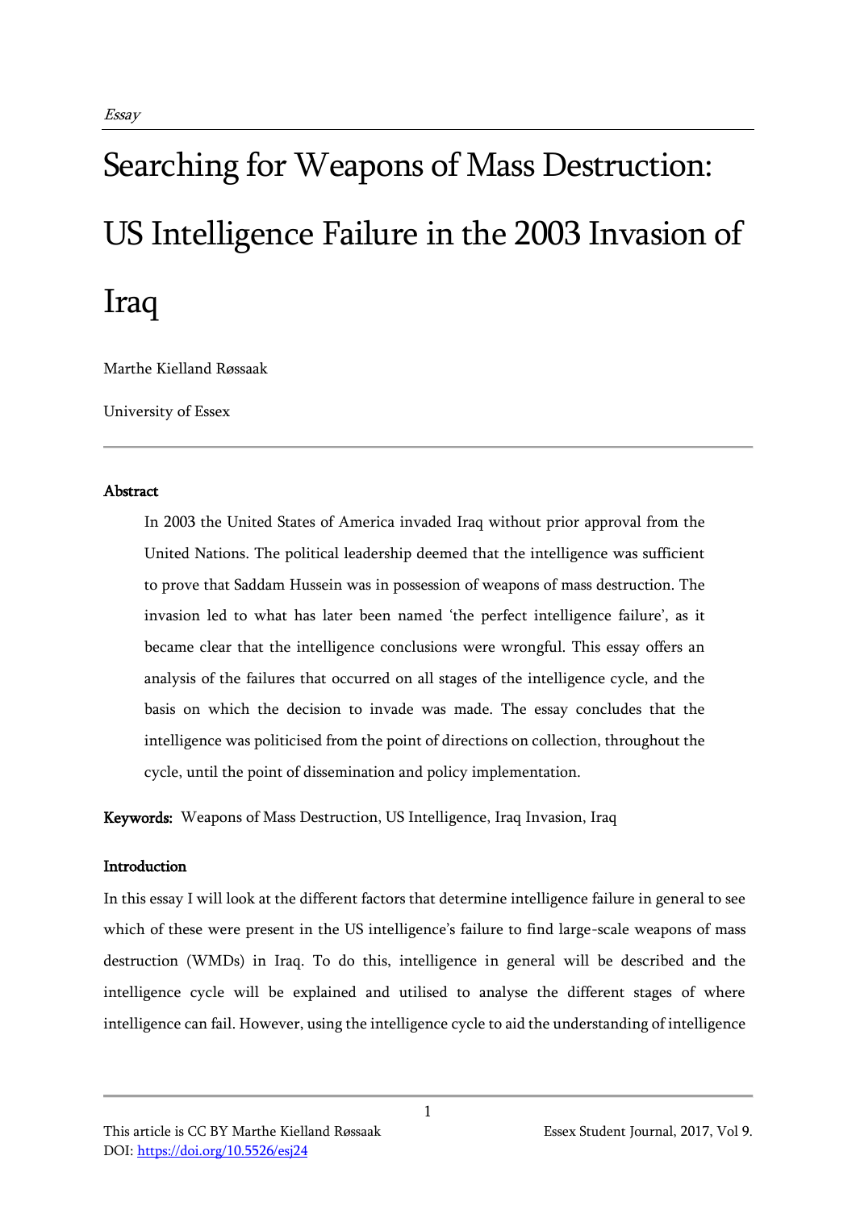*Essay*

# Searching for Weapons of Mass Destruction: US Intelligence Failure in the 2003 Invasion of Iraq

Marthe Kielland Røssaak

University of Essex

**Abstract**

In 2003 the United States of America invaded Iraq without prior approval from the United Nations. The political leadership deemed that the intelligence was sufficient to prove that Saddam Hussein was in possession of weapons of mass destruction. The invasion led to what has later been named 'the perfect intelligence failure', as it became clear that the intelligence conclusions were wrongful. This essay offers an analysis of the failures that occurred on all stages of the intelligence cycle, and the basis on which the decision to invade was made. The essay concludes that the intelligence was politicised from the point of directions on collection, throughout the cycle, until the point of dissemination and policy implementation.

**Keywords:** Weapons of Mass Destruction, US Intelligence, Iraq Invasion, Iraq

**Introduction**

In this essay I will look at the different factors that determine intelligence failure in general to see which of these were present in the US intelligence's failure to find large-scale weapons of mass destruction (WMDs) in Iraq. To do this, intelligence in general will be described and the intelligence cycle will be explained and utilised to analyse the different stages of where intelligence can fail. However, using the intelligence cycle to aid the understanding of intelligence

This article is CC BY Marthe Kielland Røssaak
DOI: https://doi.org/10.5526/esj24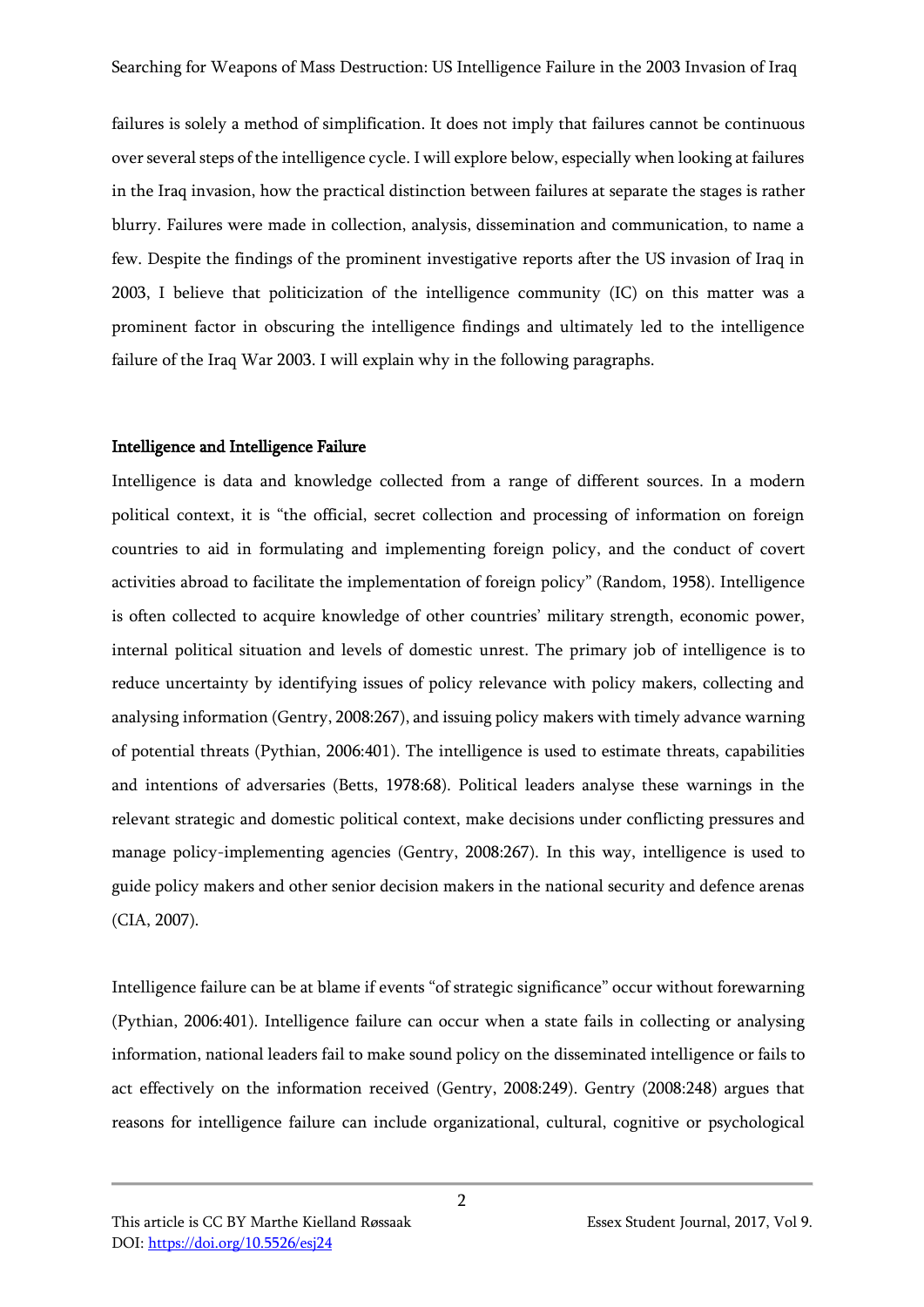failures is solely a method of simplification. It does not imply that failures cannot be continuous over several steps of the intelligence cycle. I will explore below, especially when looking at failures in the Iraq invasion, how the practical distinction between failures at separate the stages is rather blurry. Failures were made in collection, analysis, dissemination and communication, to name a few. Despite the findings of the prominent investigative reports after the US invasion of Iraq in 2003, I believe that politicization of the intelligence community (IC) on this matter was a prominent factor in obscuring the intelligence findings and ultimately led to the intelligence failure of the Iraq War 2003. I will explain why in the following paragraphs.

## Intelligence and Intelligence Failure

Intelligence is data and knowledge collected from a range of different sources. In a modern political context, it is "the official, secret collection and processing of information on foreign countries to aid in formulating and implementing foreign policy, and the conduct of covert activities abroad to facilitate the implementation of foreign policy" (Random, 1958). Intelligence is often collected to acquire knowledge of other countries' military strength, economic power, internal political situation and levels of domestic unrest. The primary job of intelligence is to reduce uncertainty by identifying issues of policy relevance with policy makers, collecting and analysing information (Gentry, 2008:267), and issuing policy makers with timely advance warning of potential threats (Pythian, 2006:401). The intelligence is used to estimate threats, capabilities and intentions of adversaries (Betts, 1978:68). Political leaders analyse these warnings in the relevant strategic and domestic political context, make decisions under conflicting pressures and manage policy-implementing agencies (Gentry, 2008:267). In this way, intelligence is used to guide policy makers and other senior decision makers in the national security and defence arenas (CIA, 2007).

Intelligence failure can be at blame if events "of strategic significance" occur without forewarning (Pythian, 2006:401). Intelligence failure can occur when a state fails in collecting or analysing information, national leaders fail to make sound policy on the disseminated intelligence or fails to act effectively on the information received (Gentry, 2008:249). Gentry (2008:248) argues that reasons for intelligence failure can include organizational, cultural, cognitive or psychological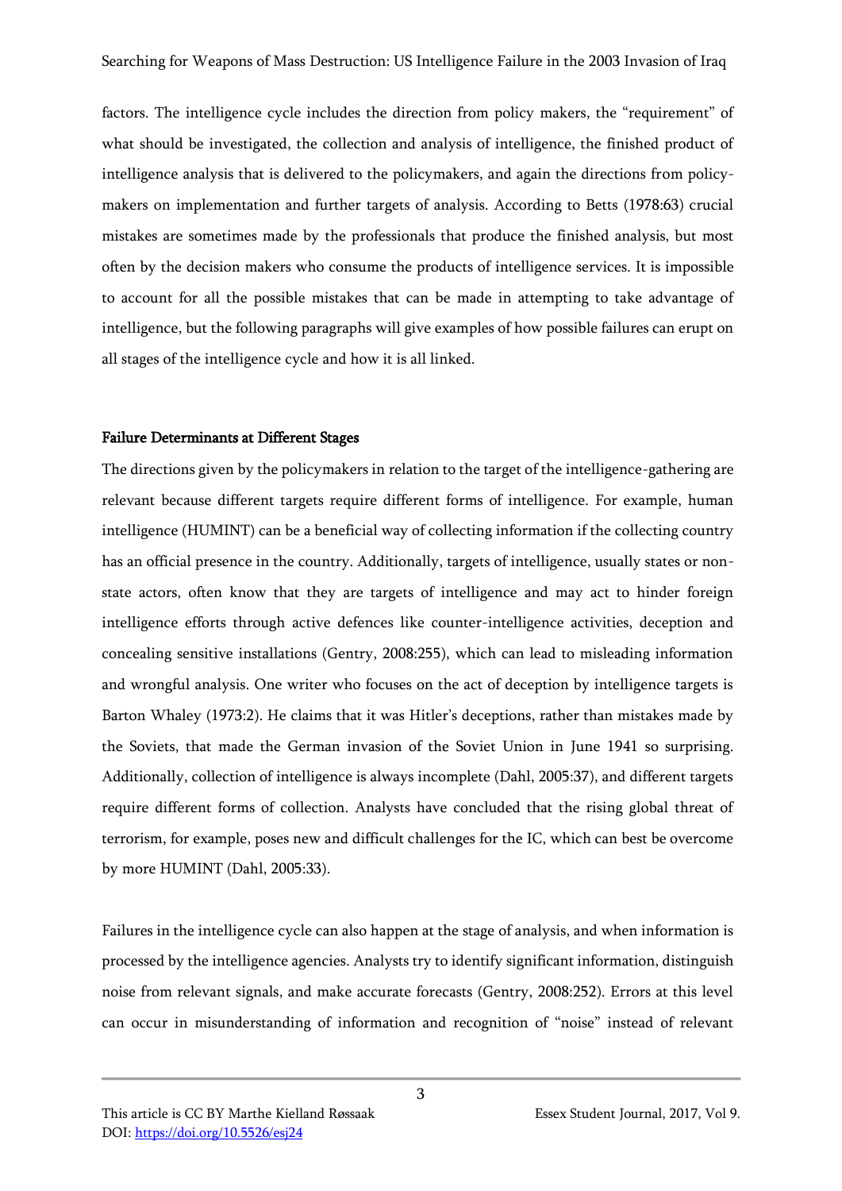factors. The intelligence cycle includes the direction from policy makers, the "requirement" of what should be investigated, the collection and analysis of intelligence, the finished product of intelligence analysis that is delivered to the policymakers, and again the directions from policy-makers on implementation and further targets of analysis. According to Betts (1978:63) crucial mistakes are sometimes made by the professionals that produce the finished analysis, but most often by the decision makers who consume the products of intelligence services. It is impossible to account for all the possible mistakes that can be made in attempting to take advantage of intelligence, but the following paragraphs will give examples of how possible failures can erupt on all stages of the intelligence cycle and how it is all linked.

#### Failure Determinants at Different Stages

The directions given by the policymakers in relation to the target of the intelligence-gathering are relevant because different targets require different forms of intelligence. For example, human intelligence (HUMINT) can be a beneficial way of collecting information if the collecting country has an official presence in the country. Additionally, targets of intelligence, usually states or non-state actors, often know that they are targets of intelligence and may act to hinder foreign intelligence efforts through active defences like counter-intelligence activities, deception and concealing sensitive installations (Gentry, 2008:255), which can lead to misleading information and wrongful analysis. One writer who focuses on the act of deception by intelligence targets is Barton Whaley (1973:2). He claims that it was Hitler's deceptions, rather than mistakes made by the Soviets, that made the German invasion of the Soviet Union in June 1941 so surprising. Additionally, collection of intelligence is always incomplete (Dahl, 2005:37), and different targets require different forms of collection. Analysts have concluded that the rising global threat of terrorism, for example, poses new and difficult challenges for the IC, which can best be overcome by more HUMINT (Dahl, 2005:33).

Failures in the intelligence cycle can also happen at the stage of analysis, and when information is processed by the intelligence agencies. Analysts try to identify significant information, distinguish noise from relevant signals, and make accurate forecasts (Gentry, 2008:252). Errors at this level can occur in misunderstanding of information and recognition of "noise" instead of relevant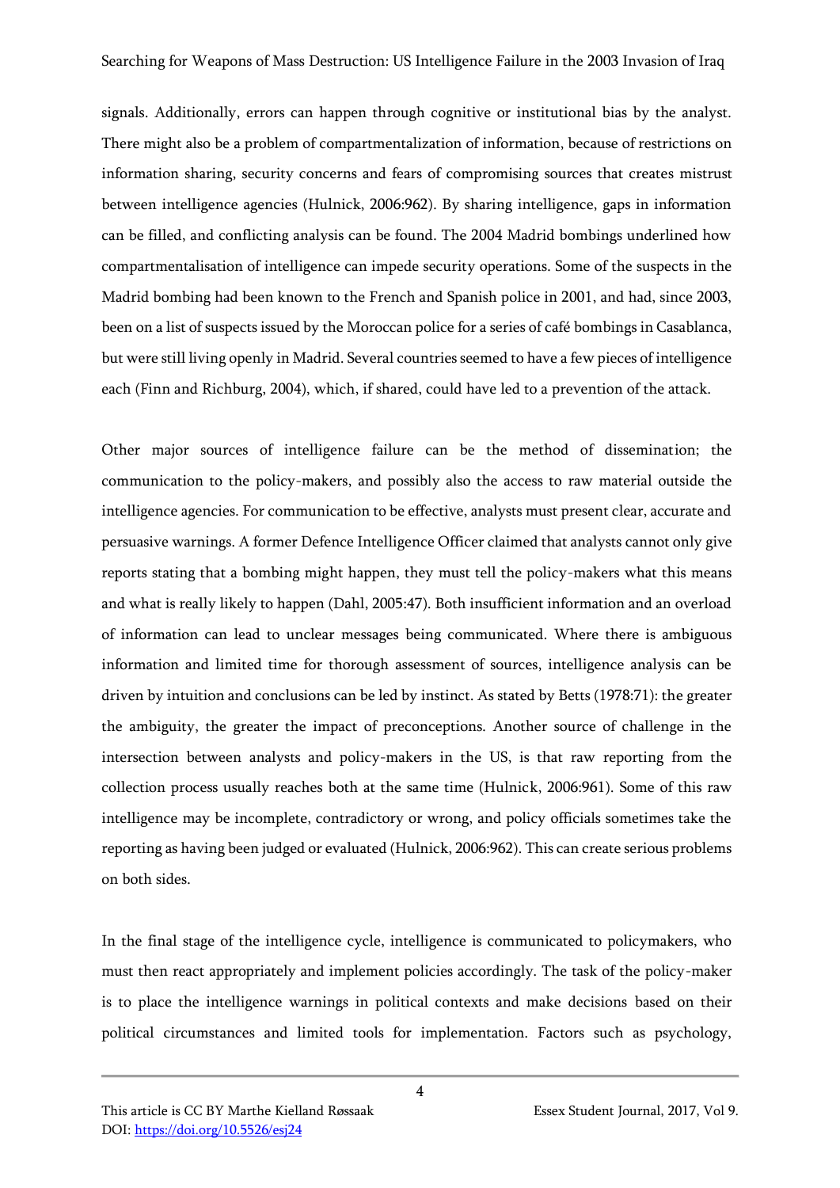signals. Additionally, errors can happen through cognitive or institutional bias by the analyst. There might also be a problem of compartmentalization of information, because of restrictions on information sharing, security concerns and fears of compromising sources that creates mistrust between intelligence agencies (Hulnick, 2006:962). By sharing intelligence, gaps in information can be filled, and conflicting analysis can be found. The 2004 Madrid bombings underlined how compartmentalisation of intelligence can impede security operations. Some of the suspects in the Madrid bombing had been known to the French and Spanish police in 2001, and had, since 2003, been on a list of suspects issued by the Moroccan police for a series of café bombings in Casablanca, but were still living openly in Madrid. Several countries seemed to have a few pieces of intelligence each (Finn and Richburg, 2004), which, if shared, could have led to a prevention of the attack.

Other major sources of intelligence failure can be the method of dissemination; the communication to the policy-makers, and possibly also the access to raw material outside the intelligence agencies. For communication to be effective, analysts must present clear, accurate and persuasive warnings. A former Defence Intelligence Officer claimed that analysts cannot only give reports stating that a bombing might happen, they must tell the policy-makers what this means and what is really likely to happen (Dahl, 2005:47). Both insufficient information and an overload of information can lead to unclear messages being communicated. Where there is ambiguous information and limited time for thorough assessment of sources, intelligence analysis can be driven by intuition and conclusions can be led by instinct. As stated by Betts (1978:71): the greater the ambiguity, the greater the impact of preconceptions. Another source of challenge in the intersection between analysts and policy-makers in the US, is that raw reporting from the collection process usually reaches both at the same time (Hulnick, 2006:961). Some of this raw intelligence may be incomplete, contradictory or wrong, and policy officials sometimes take the reporting as having been judged or evaluated (Hulnick, 2006:962). This can create serious problems on both sides.

In the final stage of the intelligence cycle, intelligence is communicated to policymakers, who must then react appropriately and implement policies accordingly. The task of the policy-maker is to place the intelligence warnings in political contexts and make decisions based on their political circumstances and limited tools for implementation. Factors such as psychology,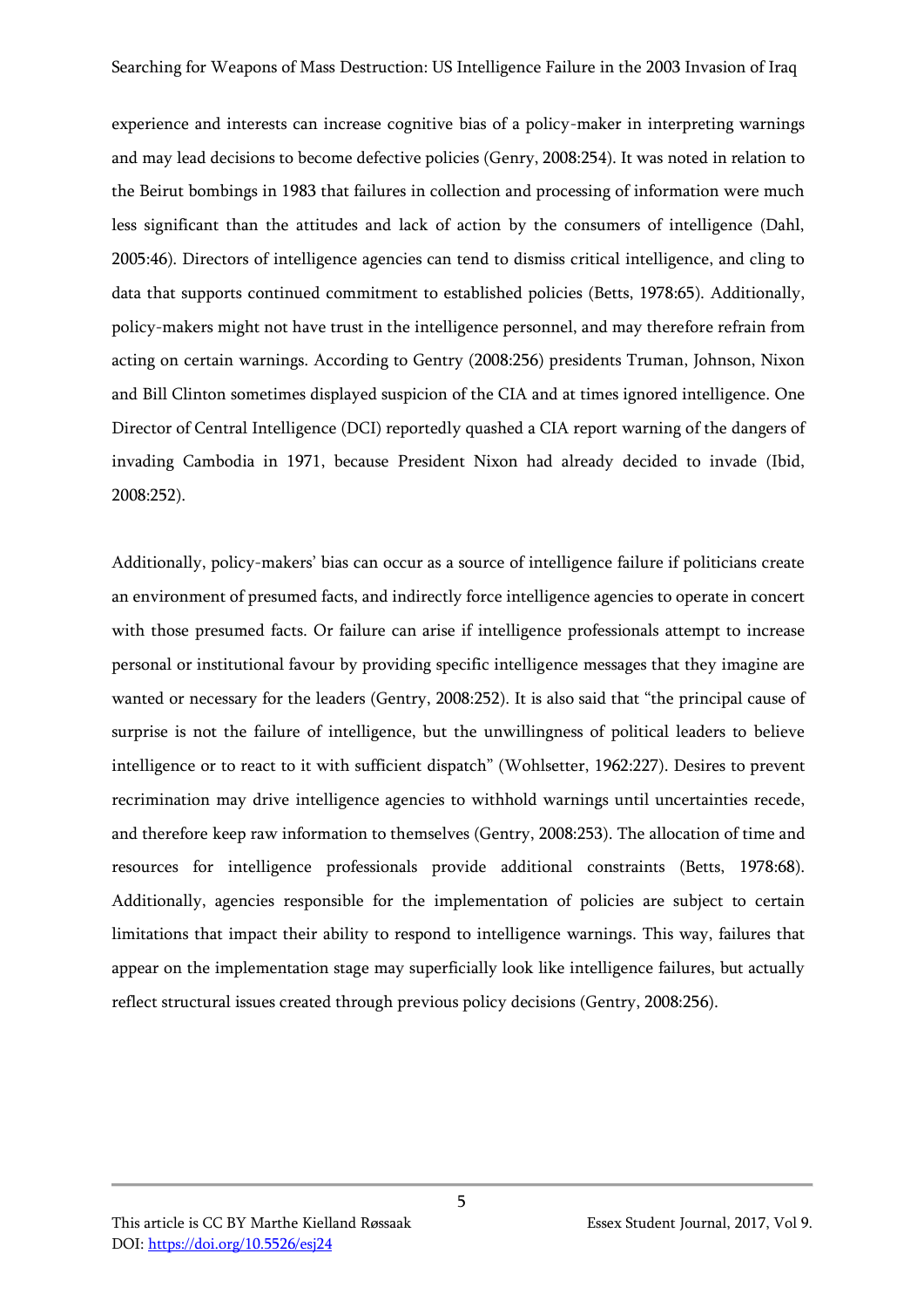experience and interests can increase cognitive bias of a policy-maker in interpreting warnings and may lead decisions to become defective policies (Genry, 2008:254). It was noted in relation to the Beirut bombings in 1983 that failures in collection and processing of information were much less significant than the attitudes and lack of action by the consumers of intelligence (Dahl, 2005:46). Directors of intelligence agencies can tend to dismiss critical intelligence, and cling to data that supports continued commitment to established policies (Betts, 1978:65). Additionally, policy-makers might not have trust in the intelligence personnel, and may therefore refrain from acting on certain warnings. According to Gentry (2008:256) presidents Truman, Johnson, Nixon and Bill Clinton sometimes displayed suspicion of the CIA and at times ignored intelligence. One Director of Central Intelligence (DCI) reportedly quashed a CIA report warning of the dangers of invading Cambodia in 1971, because President Nixon had already decided to invade (Ibid, 2008:252).

Additionally, policy-makers' bias can occur as a source of intelligence failure if politicians create an environment of presumed facts, and indirectly force intelligence agencies to operate in concert with those presumed facts. Or failure can arise if intelligence professionals attempt to increase personal or institutional favour by providing specific intelligence messages that they imagine are wanted or necessary for the leaders (Gentry, 2008:252). It is also said that "the principal cause of surprise is not the failure of intelligence, but the unwillingness of political leaders to believe intelligence or to react to it with sufficient dispatch" (Wohlsetter, 1962:227). Desires to prevent recrimination may drive intelligence agencies to withhold warnings until uncertainties recede, and therefore keep raw information to themselves (Gentry, 2008:253). The allocation of time and resources for intelligence professionals provide additional constraints (Betts, 1978:68). Additionally, agencies responsible for the implementation of policies are subject to certain limitations that impact their ability to respond to intelligence warnings. This way, failures that appear on the implementation stage may superficially look like intelligence failures, but actually reflect structural issues created through previous policy decisions (Gentry, 2008:256).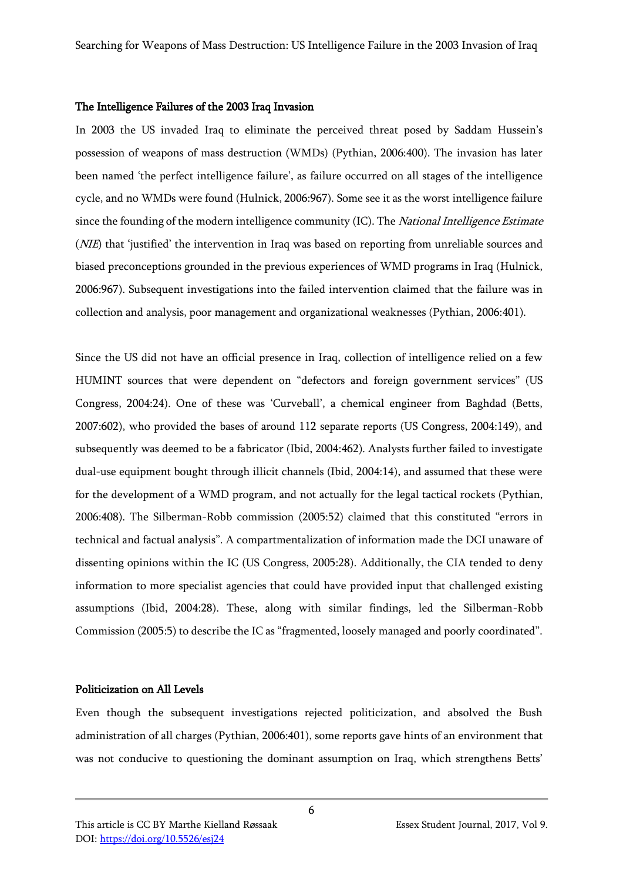## The Intelligence Failures of the 2003 Iraq Invasion

In 2003 the US invaded Iraq to eliminate the perceived threat posed by Saddam Hussein's possession of weapons of mass destruction (WMDs) (Pythian, 2006:400). The invasion has later been named 'the perfect intelligence failure', as failure occurred on all stages of the intelligence cycle, and no WMDs were found (Hulnick, 2006:967). Some see it as the worst intelligence failure since the founding of the modern intelligence community (IC). The *National Intelligence Estimate* (*NIE*) that 'justified' the intervention in Iraq was based on reporting from unreliable sources and biased preconceptions grounded in the previous experiences of WMD programs in Iraq (Hulnick, 2006:967). Subsequent investigations into the failed intervention claimed that the failure was in collection and analysis, poor management and organizational weaknesses (Pythian, 2006:401).

Since the US did not have an official presence in Iraq, collection of intelligence relied on a few HUMINT sources that were dependent on "defectors and foreign government services" (US Congress, 2004:24). One of these was 'Curveball', a chemical engineer from Baghdad (Betts, 2007:602), who provided the bases of around 112 separate reports (US Congress, 2004:149), and subsequently was deemed to be a fabricator (Ibid, 2004:462). Analysts further failed to investigate dual-use equipment bought through illicit channels (Ibid, 2004:14), and assumed that these were for the development of a WMD program, and not actually for the legal tactical rockets (Pythian, 2006:408). The Silberman-Robb commission (2005:52) claimed that this constituted "errors in technical and factual analysis". A compartmentalization of information made the DCI unaware of dissenting opinions within the IC (US Congress, 2005:28). Additionally, the CIA tended to deny information to more specialist agencies that could have provided input that challenged existing assumptions (Ibid, 2004:28). These, along with similar findings, led the Silberman-Robb Commission (2005:5) to describe the IC as "fragmented, loosely managed and poorly coordinated".

## Politicization on All Levels

Even though the subsequent investigations rejected politicization, and absolved the Bush administration of all charges (Pythian, 2006:401), some reports gave hints of an environment that was not conducive to questioning the dominant assumption on Iraq, which strengthens Betts'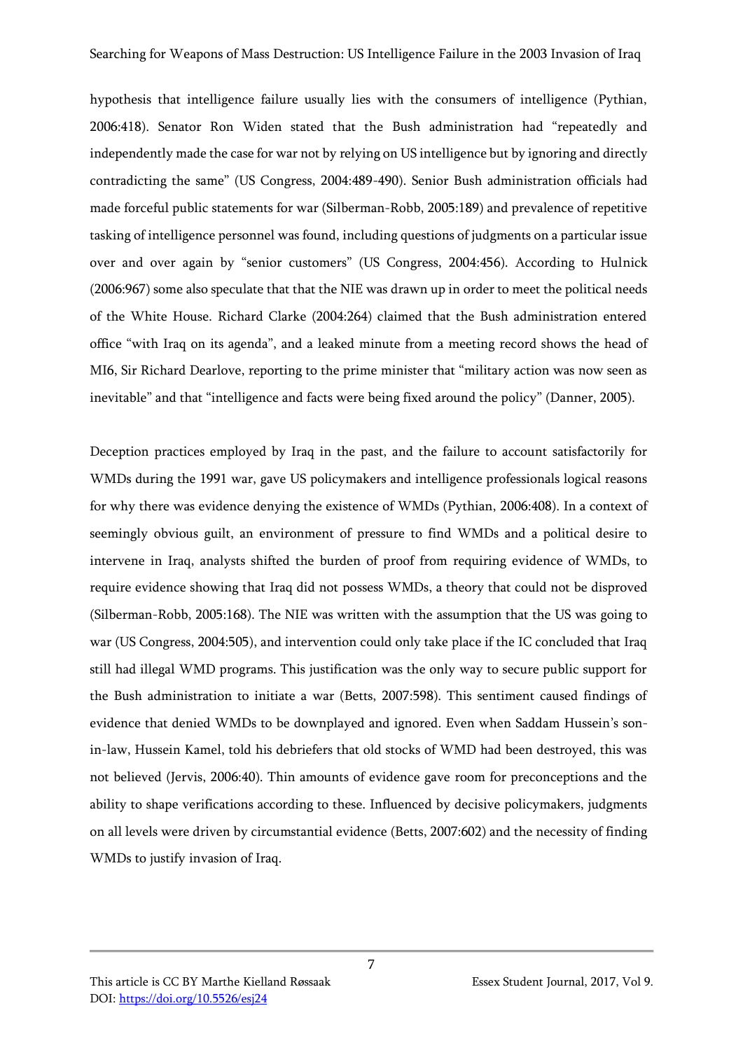hypothesis that intelligence failure usually lies with the consumers of intelligence (Pythian, 2006:418). Senator Ron Widen stated that the Bush administration had "repeatedly and independently made the case for war not by relying on US intelligence but by ignoring and directly contradicting the same" (US Congress, 2004:489-490). Senior Bush administration officials had made forceful public statements for war (Silberman-Robb, 2005:189) and prevalence of repetitive tasking of intelligence personnel was found, including questions of judgments on a particular issue over and over again by "senior customers" (US Congress, 2004:456). According to Hulnick (2006:967) some also speculate that that the NIE was drawn up in order to meet the political needs of the White House. Richard Clarke (2004:264) claimed that the Bush administration entered office "with Iraq on its agenda", and a leaked minute from a meeting record shows the head of MI6, Sir Richard Dearlove, reporting to the prime minister that "military action was now seen as inevitable" and that "intelligence and facts were being fixed around the policy" (Danner, 2005).

Deception practices employed by Iraq in the past, and the failure to account satisfactorily for WMDs during the 1991 war, gave US policymakers and intelligence professionals logical reasons for why there was evidence denying the existence of WMDs (Pythian, 2006:408). In a context of seemingly obvious guilt, an environment of pressure to find WMDs and a political desire to intervene in Iraq, analysts shifted the burden of proof from requiring evidence of WMDs, to require evidence showing that Iraq did not possess WMDs, a theory that could not be disproved (Silberman-Robb, 2005:168). The NIE was written with the assumption that the US was going to war (US Congress, 2004:505), and intervention could only take place if the IC concluded that Iraq still had illegal WMD programs. This justification was the only way to secure public support for the Bush administration to initiate a war (Betts, 2007:598). This sentiment caused findings of evidence that denied WMDs to be downplayed and ignored. Even when Saddam Hussein's son-in-law, Hussein Kamel, told his debriefers that old stocks of WMD had been destroyed, this was not believed (Jervis, 2006:40). Thin amounts of evidence gave room for preconceptions and the ability to shape verifications according to these. Influenced by decisive policymakers, judgments on all levels were driven by circumstantial evidence (Betts, 2007:602) and the necessity of finding WMDs to justify invasion of Iraq.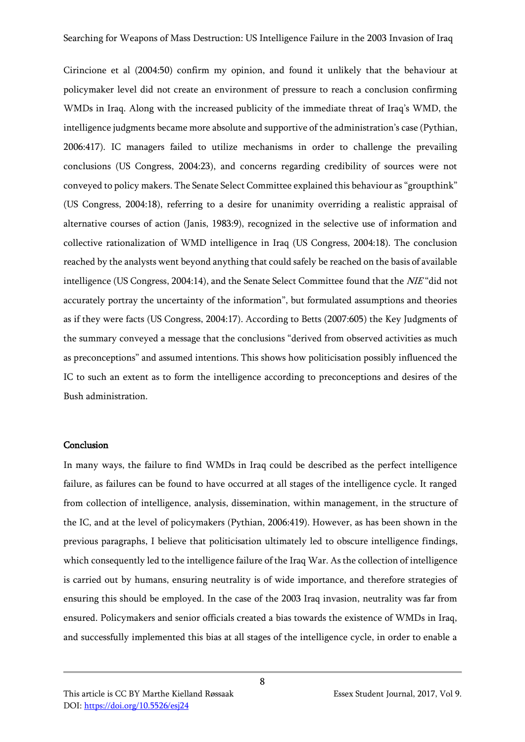Cirincione et al (2004:50) confirm my opinion, and found it unlikely that the behaviour at policymaker level did not create an environment of pressure to reach a conclusion confirming WMDs in Iraq. Along with the increased publicity of the immediate threat of Iraq's WMD, the intelligence judgments became more absolute and supportive of the administration's case (Pythian, 2006:417). IC managers failed to utilize mechanisms in order to challenge the prevailing conclusions (US Congress, 2004:23), and concerns regarding credibility of sources were not conveyed to policy makers. The Senate Select Committee explained this behaviour as "groupthink" (US Congress, 2004:18), referring to a desire for unanimity overriding a realistic appraisal of alternative courses of action (Janis, 1983:9), recognized in the selective use of information and collective rationalization of WMD intelligence in Iraq (US Congress, 2004:18). The conclusion reached by the analysts went beyond anything that could safely be reached on the basis of available intelligence (US Congress, 2004:14), and the Senate Select Committee found that the *NIE* "did not accurately portray the uncertainty of the information", but formulated assumptions and theories as if they were facts (US Congress, 2004:17). According to Betts (2007:605) the Key Judgments of the summary conveyed a message that the conclusions "derived from observed activities as much as preconceptions" and assumed intentions. This shows how politicisation possibly influenced the IC to such an extent as to form the intelligence according to preconceptions and desires of the Bush administration.

## Conclusion

In many ways, the failure to find WMDs in Iraq could be described as the perfect intelligence failure, as failures can be found to have occurred at all stages of the intelligence cycle. It ranged from collection of intelligence, analysis, dissemination, within management, in the structure of the IC, and at the level of policymakers (Pythian, 2006:419). However, as has been shown in the previous paragraphs, I believe that politicisation ultimately led to obscure intelligence findings, which consequently led to the intelligence failure of the Iraq War. As the collection of intelligence is carried out by humans, ensuring neutrality is of wide importance, and therefore strategies of ensuring this should be employed. In the case of the 2003 Iraq invasion, neutrality was far from ensured. Policymakers and senior officials created a bias towards the existence of WMDs in Iraq, and successfully implemented this bias at all stages of the intelligence cycle, in order to enable a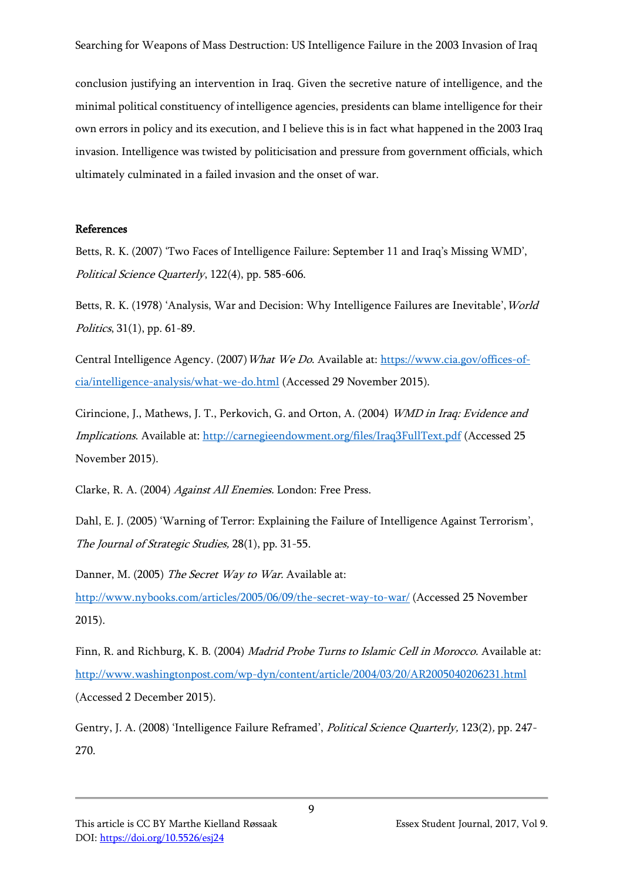conclusion justifying an intervention in Iraq. Given the secretive nature of intelligence, and the minimal political constituency of intelligence agencies, presidents can blame intelligence for their own errors in policy and its execution, and I believe this is in fact what happened in the 2003 Iraq invasion. Intelligence was twisted by politicisation and pressure from government officials, which ultimately culminated in a failed invasion and the onset of war.

## References

Betts, R. K. (2007) 'Two Faces of Intelligence Failure: September 11 and Iraq's Missing WMD', *Political Science Quarterly*, 122(4), pp. 585-606.

Betts, R. K. (1978) 'Analysis, War and Decision: Why Intelligence Failures are Inevitable', *World Politics*, 31(1), pp. 61-89.

Central Intelligence Agency. (2007) *What We Do*. Available at: https://www.cia.gov/offices-of-cia/intelligence-analysis/what-we-do.html (Accessed 29 November 2015).

Cirincione, J., Mathews, J. T., Perkovich, G. and Orton, A. (2004) *WMD in Iraq: Evidence and Implications*. Available at: http://carnegieendowment.org/files/Iraq3FullText.pdf (Accessed 25 November 2015).

Clarke, R. A. (2004) *Against All Enemies*. London: Free Press.

Dahl, E. J. (2005) 'Warning of Terror: Explaining the Failure of Intelligence Against Terrorism', *The Journal of Strategic Studies,* 28(1), pp. 31-55.

Danner, M. (2005) *The Secret Way to War.* Available at: http://www.nybooks.com/articles/2005/06/09/the-secret-way-to-war/ (Accessed 25 November 2015).

Finn, R. and Richburg, K. B. (2004) *Madrid Probe Turns to Islamic Cell in Morocco.* Available at: http://www.washingtonpost.com/wp-dyn/content/article/2004/03/20/AR2005040206231.html (Accessed 2 December 2015).

Gentry, J. A. (2008) 'Intelligence Failure Reframed', *Political Science Quarterly,* 123(2)*,* pp. 247-270.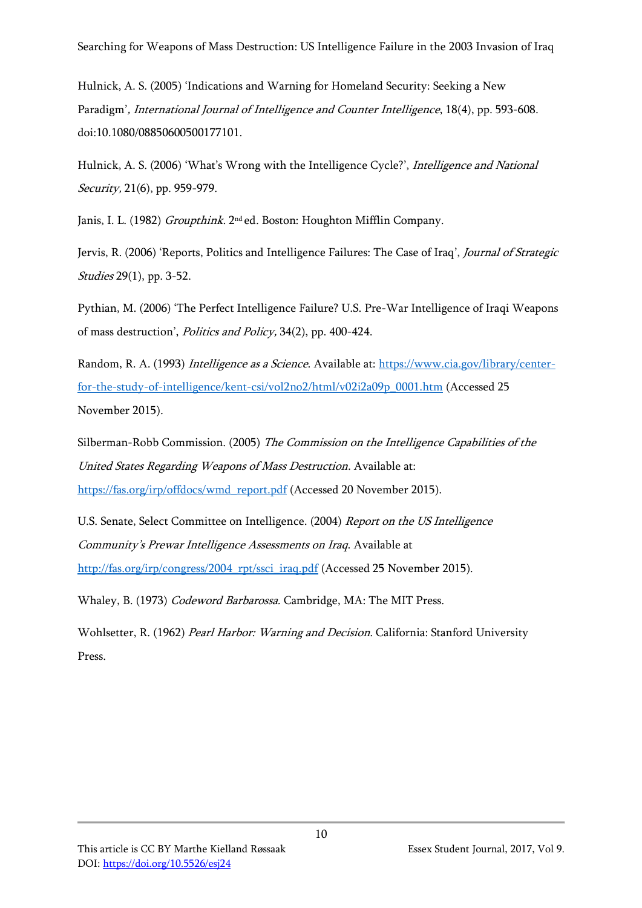Hulnick, A. S. (2005) 'Indications and Warning for Homeland Security: Seeking a New Paradigm', *International Journal of Intelligence and Counter Intelligence*, 18(4), pp. 593-608. doi:10.1080/08850600500177101.

Hulnick, A. S. (2006) 'What's Wrong with the Intelligence Cycle?', *Intelligence and National Security,* 21(6), pp. 959-979.

Janis, I. L. (1982) *Groupthink.* 2nd ed. Boston: Houghton Mifflin Company.

Jervis, R. (2006) 'Reports, Politics and Intelligence Failures: The Case of Iraq', *Journal of Strategic Studies* 29(1), pp. 3-52.

Pythian, M. (2006) 'The Perfect Intelligence Failure? U.S. Pre-War Intelligence of Iraqi Weapons of mass destruction', *Politics and Policy,* 34(2), pp. 400-424.

Random, R. A. (1993) *Intelligence as a Science*. Available at: https://www.cia.gov/library/center-for-the-study-of-intelligence/kent-csi/vol2no2/html/v02i2a09p_0001.htm (Accessed 25 November 2015).

Silberman-Robb Commission. (2005) *The Commission on the Intelligence Capabilities of the United States Regarding Weapons of Mass Destruction*. Available at: https://fas.org/irp/offdocs/wmd_report.pdf (Accessed 20 November 2015).

U.S. Senate, Select Committee on Intelligence. (2004) *Report on the US Intelligence Community's Prewar Intelligence Assessments on Iraq*. Available at http://fas.org/irp/congress/2004_rpt/ssci_iraq.pdf (Accessed 25 November 2015).

Whaley, B. (1973) *Codeword Barbarossa.* Cambridge, MA: The MIT Press.

Wohlsetter, R. (1962) *Pearl Harbor: Warning and Decision.* California: Stanford University Press.